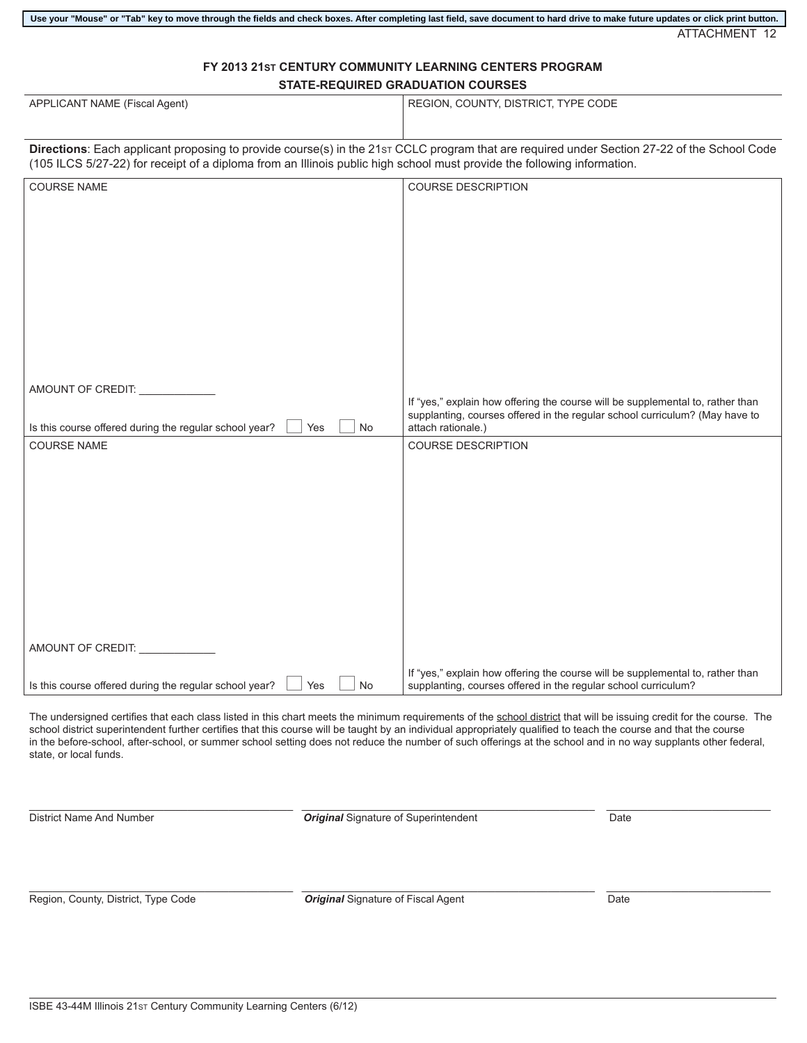Use your "Mouse" or "Tab" key to move through the fields and check boxes. After completing last field, save document to hard drive to make future updates or click print button.

ATTACHMENT 12

## FY 2013 21ST CENTURY COMMUNITY LEARNING CENTERS PROGRAM
## STATE-REQUIRED GRADUATION COURSES

| APPLICANT NAME (Fiscal Agent) | REGION, COUNTY, DISTRICT, TYPE CODE |
|---|---|
| | |

**Directions**: Each applicant proposing to provide course(s) in the 21ST CCLC program that are required under Section 27-22 of the School Code (105 ILCS 5/27-22) for receipt of a diploma from an Illinois public high school must provide the following information.

| COURSE NAME | COURSE DESCRIPTION |
|---|---|
| AMOUNT OF CREDIT: _____________<br><br>Is this course offered during the regular school year? ☐ Yes ☐ No | If "yes," explain how offering the course will be supplemental to, rather than supplanting, courses offered in the regular school curriculum? (May have to attach rationale.) |
| COURSE NAME | COURSE DESCRIPTION |
| AMOUNT OF CREDIT: _____________<br><br>Is this course offered during the regular school year? ☐ Yes ☐ No | If "yes," explain how offering the course will be supplemental to, rather than supplanting, courses offered in the regular school curriculum? |

The undersigned certifies that each class listed in this chart meets the minimum requirements of the school district that will be issuing credit for the course. The school district superintendent further certifies that this course will be taught by an individual appropriately qualified to teach the course and that the course in the before-school, after-school, or summer school setting does not reduce the number of such offerings at the school and in no way supplants other federal, state, or local funds.

| | | |
|---|---|---|
| District Name And Number | ***Original*** Signature of Superintendent | Date |
| Region, County, District, Type Code | ***Original*** Signature of Fiscal Agent | Date |

ISBE 43-44M Illinois 21ST Century Community Learning Centers (6/12)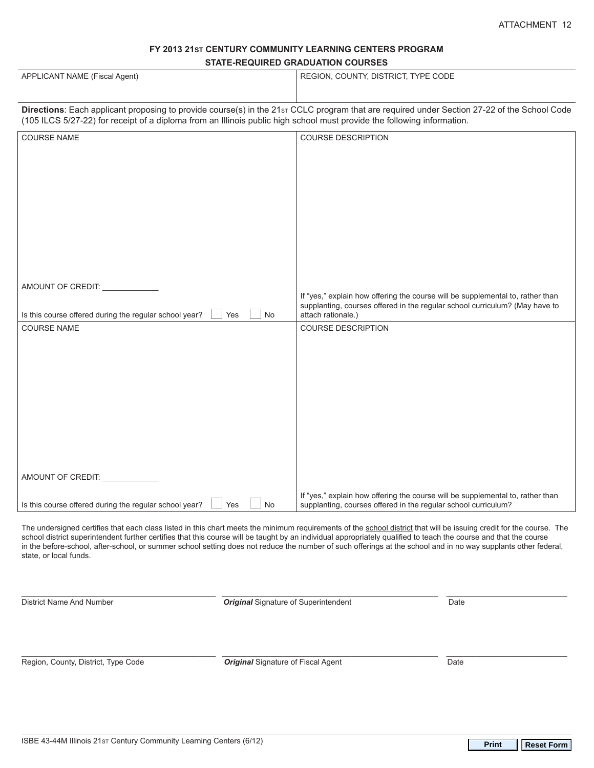ATTACHMENT 12

## FY 2013 21ST CENTURY COMMUNITY LEARNING CENTERS PROGRAM
## STATE-REQUIRED GRADUATION COURSES

| APPLICANT NAME (Fiscal Agent) | REGION, COUNTY, DISTRICT, TYPE CODE |
|---|---|
| | |

**Directions**: Each applicant proposing to provide course(s) in the 21ST CCLC program that are required under Section 27-22 of the School Code (105 ILCS 5/27-22) for receipt of a diploma from an Illinois public high school must provide the following information.

| COURSE NAME | COURSE DESCRIPTION |
|---|---|
| AMOUNT OF CREDIT: _____________ | |
| Is this course offered during the regular school year? ☐ Yes ☐ No | If "yes," explain how offering the course will be supplemental to, rather than supplanting, courses offered in the regular school curriculum? (May have to attach rationale.) |
| COURSE NAME | COURSE DESCRIPTION |
| AMOUNT OF CREDIT: _____________ | |
| Is this course offered during the regular school year? ☐ Yes ☐ No | If "yes," explain how offering the course will be supplemental to, rather than supplanting, courses offered in the regular school curriculum? |

The undersigned certifies that each class listed in this chart meets the minimum requirements of the school district that will be issuing credit for the course. The school district superintendent further certifies that this course will be taught by an individual appropriately qualified to teach the course and that the course in the before-school, after-school, or summer school setting does not reduce the number of such offerings at the school and in no way supplants other federal, state, or local funds.

_______________________ District Name And Number

_______________________ ***Original*** Signature of Superintendent

_______________________ Date

_______________________ Region, County, District, Type Code

_______________________ ***Original*** Signature of Fiscal Agent

_______________________ Date

ISBE 43-44M Illinois 21ST Century Community Learning Centers (6/12)